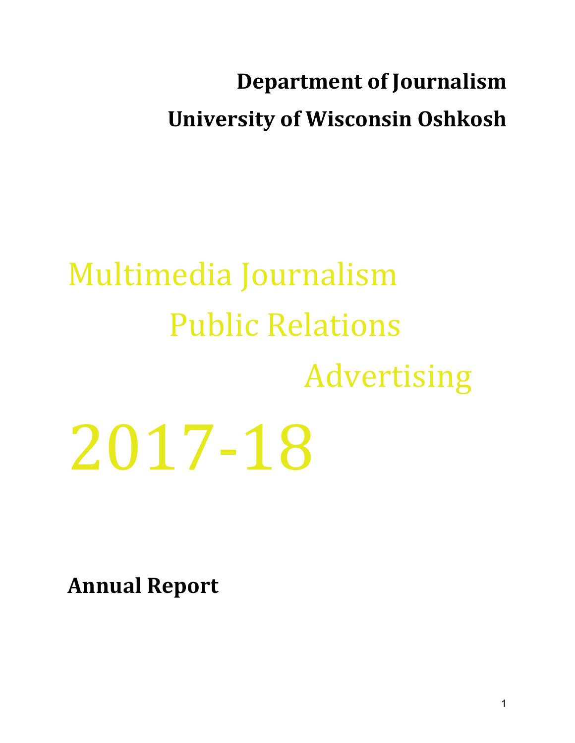# Department of Journalism

# University of Wisconsin Oshkosh

Multimedia Journalism

Public Relations

Advertising

2017-18

**Annual Report**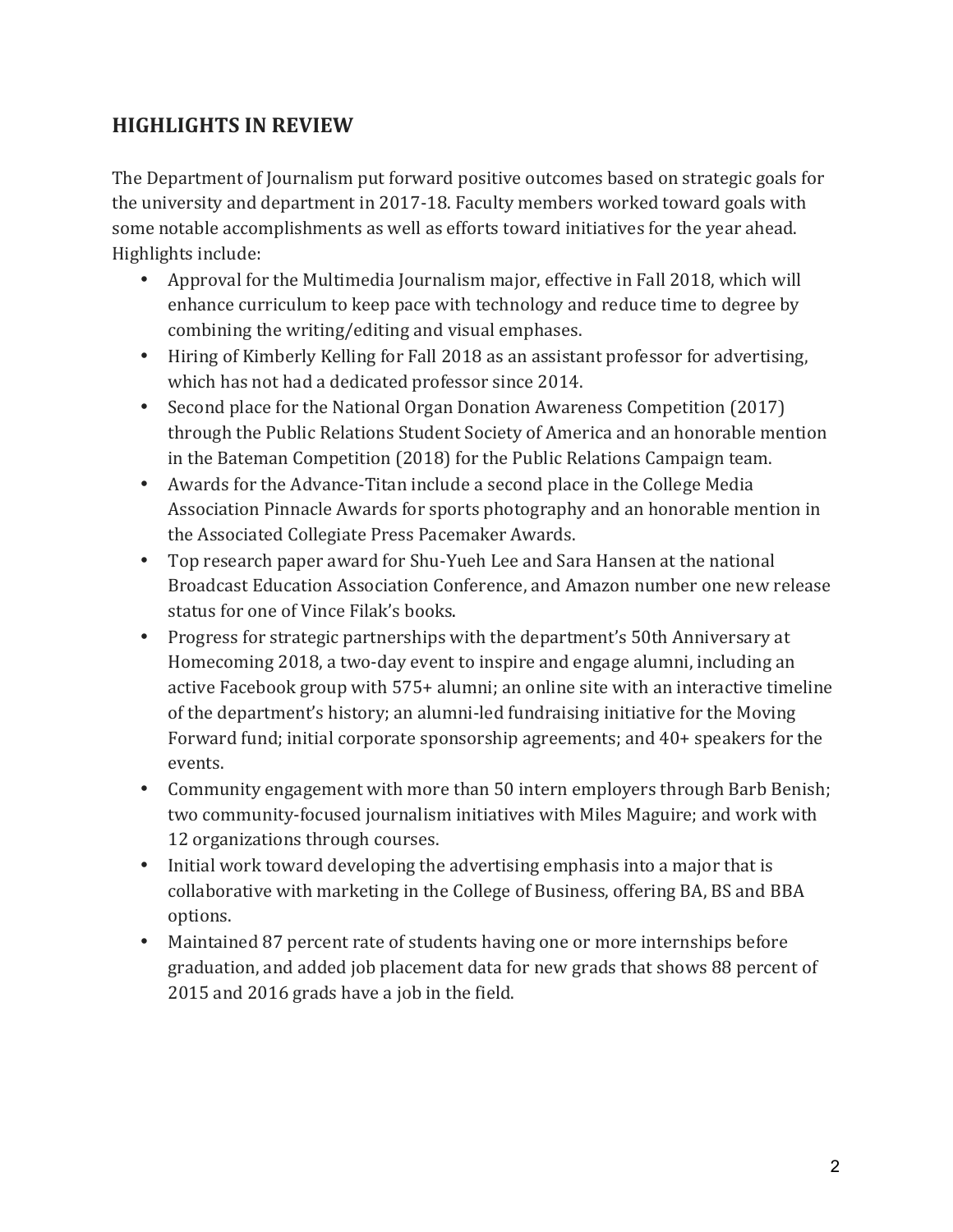## HIGHLIGHTS IN REVIEW

The Department of Journalism put forward positive outcomes based on strategic goals for the university and department in 2017-18. Faculty members worked toward goals with some notable accomplishments as well as efforts toward initiatives for the year ahead. Highlights include:

- Approval for the Multimedia Journalism major, effective in Fall 2018, which will enhance curriculum to keep pace with technology and reduce time to degree by combining the writing/editing and visual emphases.
- Hiring of Kimberly Kelling for Fall 2018 as an assistant professor for advertising, which has not had a dedicated professor since 2014.
- Second place for the National Organ Donation Awareness Competition (2017) through the Public Relations Student Society of America and an honorable mention in the Bateman Competition (2018) for the Public Relations Campaign team.
- Awards for the Advance-Titan include a second place in the College Media Association Pinnacle Awards for sports photography and an honorable mention in the Associated Collegiate Press Pacemaker Awards.
- Top research paper award for Shu-Yueh Lee and Sara Hansen at the national Broadcast Education Association Conference, and Amazon number one new release status for one of Vince Filak's books.
- Progress for strategic partnerships with the department's 50th Anniversary at Homecoming 2018, a two-day event to inspire and engage alumni, including an active Facebook group with 575+ alumni; an online site with an interactive timeline of the department's history; an alumni-led fundraising initiative for the Moving Forward fund; initial corporate sponsorship agreements; and 40+ speakers for the events.
- Community engagement with more than 50 intern employers through Barb Benish; two community-focused journalism initiatives with Miles Maguire; and work with 12 organizations through courses.
- Initial work toward developing the advertising emphasis into a major that is collaborative with marketing in the College of Business, offering BA, BS and BBA options.
- Maintained 87 percent rate of students having one or more internships before graduation, and added job placement data for new grads that shows 88 percent of 2015 and 2016 grads have a job in the field.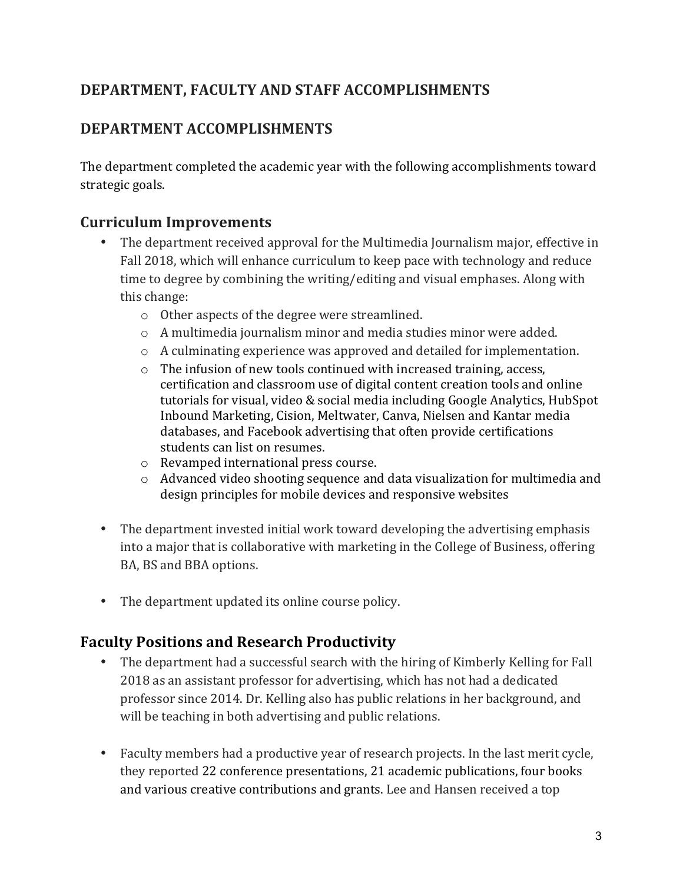## DEPARTMENT, FACULTY AND STAFF ACCOMPLISHMENTS

## DEPARTMENT ACCOMPLISHMENTS

The department completed the academic year with the following accomplishments toward strategic goals.

### Curriculum Improvements

- The department received approval for the Multimedia Journalism major, effective in Fall 2018, which will enhance curriculum to keep pace with technology and reduce time to degree by combining the writing/editing and visual emphases. Along with this change:
    - Other aspects of the degree were streamlined.
    - A multimedia journalism minor and media studies minor were added.
    - A culminating experience was approved and detailed for implementation.
    - The infusion of new tools continued with increased training, access, certification and classroom use of digital content creation tools and online tutorials for visual, video & social media including Google Analytics, HubSpot Inbound Marketing, Cision, Meltwater, Canva, Nielsen and Kantar media databases, and Facebook advertising that often provide certifications students can list on resumes.
    - Revamped international press course.
    - Advanced video shooting sequence and data visualization for multimedia and design principles for mobile devices and responsive websites

- The department invested initial work toward developing the advertising emphasis into a major that is collaborative with marketing in the College of Business, offering BA, BS and BBA options.

- The department updated its online course policy.

### Faculty Positions and Research Productivity

- The department had a successful search with the hiring of Kimberly Kelling for Fall 2018 as an assistant professor for advertising, which has not had a dedicated professor since 2014. Dr. Kelling also has public relations in her background, and will be teaching in both advertising and public relations.

- Faculty members had a productive year of research projects. In the last merit cycle, they reported 22 conference presentations, 21 academic publications, four books and various creative contributions and grants. Lee and Hansen received a top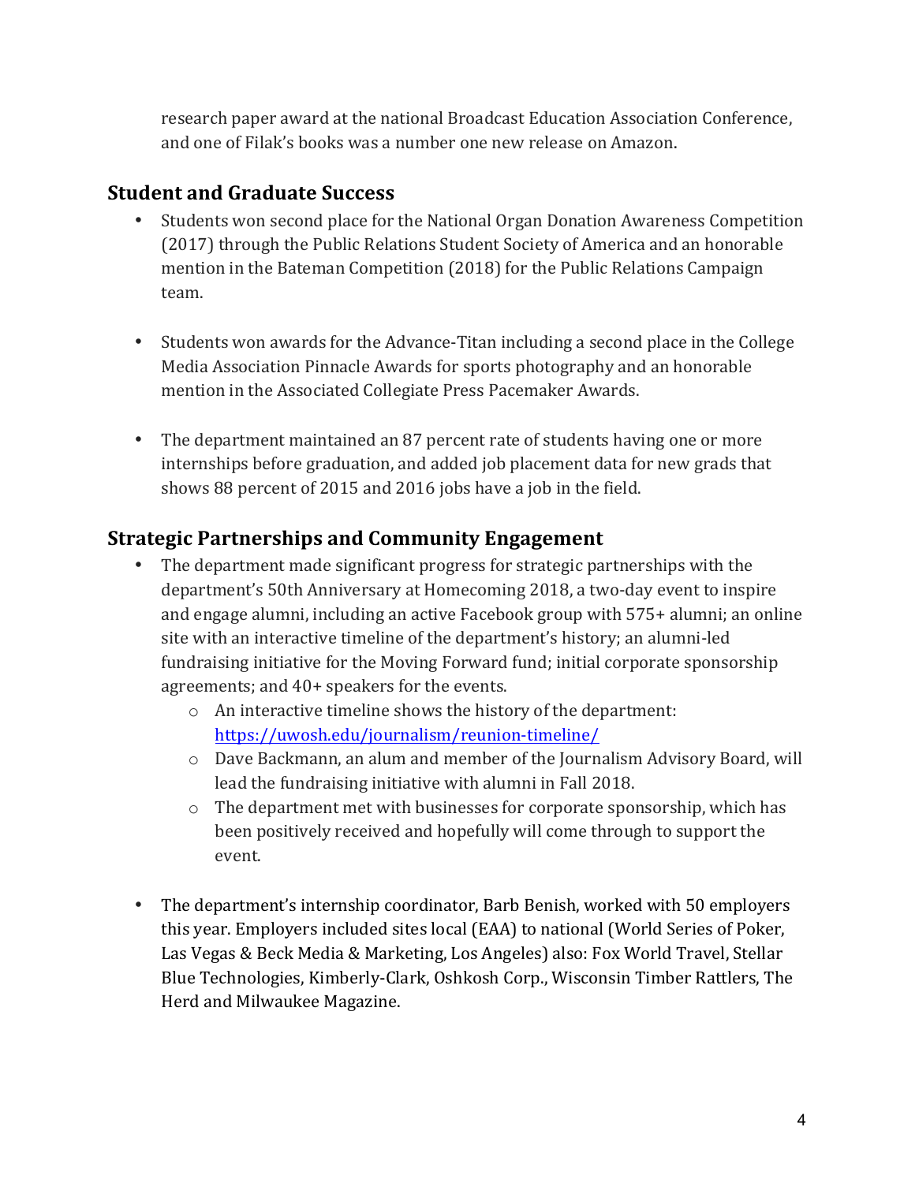research paper award at the national Broadcast Education Association Conference, and one of Filak's books was a number one new release on Amazon.

## Student and Graduate Success

- Students won second place for the National Organ Donation Awareness Competition (2017) through the Public Relations Student Society of America and an honorable mention in the Bateman Competition (2018) for the Public Relations Campaign team.

- Students won awards for the Advance-Titan including a second place in the College Media Association Pinnacle Awards for sports photography and an honorable mention in the Associated Collegiate Press Pacemaker Awards.

- The department maintained an 87 percent rate of students having one or more internships before graduation, and added job placement data for new grads that shows 88 percent of 2015 and 2016 jobs have a job in the field.

## Strategic Partnerships and Community Engagement

- The department made significant progress for strategic partnerships with the department's 50th Anniversary at Homecoming 2018, a two-day event to inspire and engage alumni, including an active Facebook group with 575+ alumni; an online site with an interactive timeline of the department's history; an alumni-led fundraising initiative for the Moving Forward fund; initial corporate sponsorship agreements; and 40+ speakers for the events.
  - An interactive timeline shows the history of the department: https://uwosh.edu/journalism/reunion-timeline/
  - Dave Backmann, an alum and member of the Journalism Advisory Board, will lead the fundraising initiative with alumni in Fall 2018.
  - The department met with businesses for corporate sponsorship, which has been positively received and hopefully will come through to support the event.

- The department's internship coordinator, Barb Benish, worked with 50 employers this year. Employers included sites local (EAA) to national (World Series of Poker, Las Vegas & Beck Media & Marketing, Los Angeles) also: Fox World Travel, Stellar Blue Technologies, Kimberly-Clark, Oshkosh Corp., Wisconsin Timber Rattlers, The Herd and Milwaukee Magazine.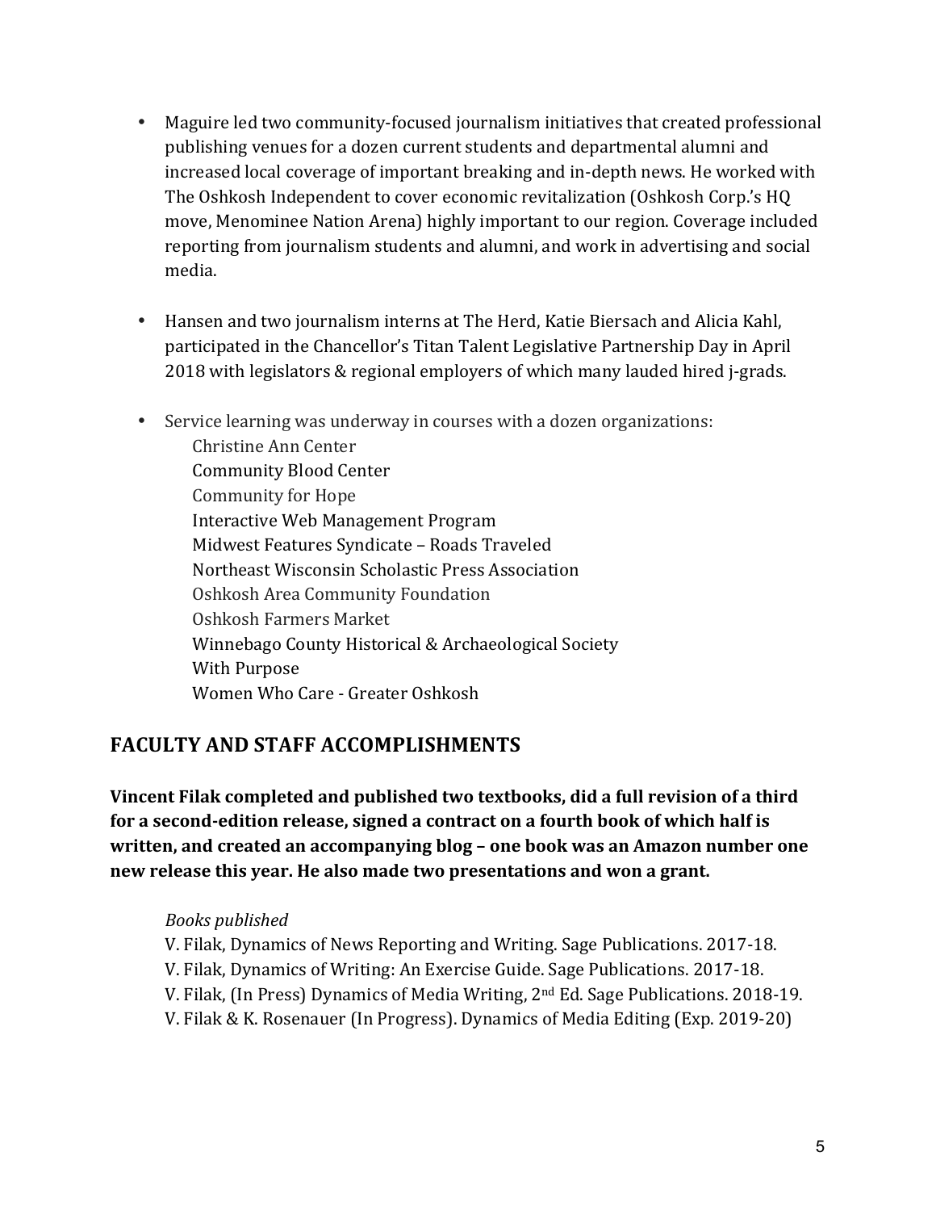- Maguire led two community-focused journalism initiatives that created professional publishing venues for a dozen current students and departmental alumni and increased local coverage of important breaking and in-depth news. He worked with The Oshkosh Independent to cover economic revitalization (Oshkosh Corp.'s HQ move, Menominee Nation Arena) highly important to our region. Coverage included reporting from journalism students and alumni, and work in advertising and social media.

- Hansen and two journalism interns at The Herd, Katie Biersach and Alicia Kahl, participated in the Chancellor's Titan Talent Legislative Partnership Day in April 2018 with legislators & regional employers of which many lauded hired j-grads.

- Service learning was underway in courses with a dozen organizations:
  - Christine Ann Center
  - Community Blood Center
  - Community for Hope
  - Interactive Web Management Program
  - Midwest Features Syndicate – Roads Traveled
  - Northeast Wisconsin Scholastic Press Association
  - Oshkosh Area Community Foundation
  - Oshkosh Farmers Market
  - Winnebago County Historical & Archaeological Society
  - With Purpose
  - Women Who Care - Greater Oshkosh

## FACULTY AND STAFF ACCOMPLISHMENTS

**Vincent Filak completed and published two textbooks, did a full revision of a third for a second-edition release, signed a contract on a fourth book of which half is written, and created an accompanying blog – one book was an Amazon number one new release this year. He also made two presentations and won a grant.**

*Books published*

V. Filak, Dynamics of News Reporting and Writing. Sage Publications. 2017-18.
V. Filak, Dynamics of Writing: An Exercise Guide. Sage Publications. 2017-18.
V. Filak, (In Press) Dynamics of Media Writing, 2nd Ed. Sage Publications. 2018-19.
V. Filak & K. Rosenauer (In Progress). Dynamics of Media Editing (Exp. 2019-20)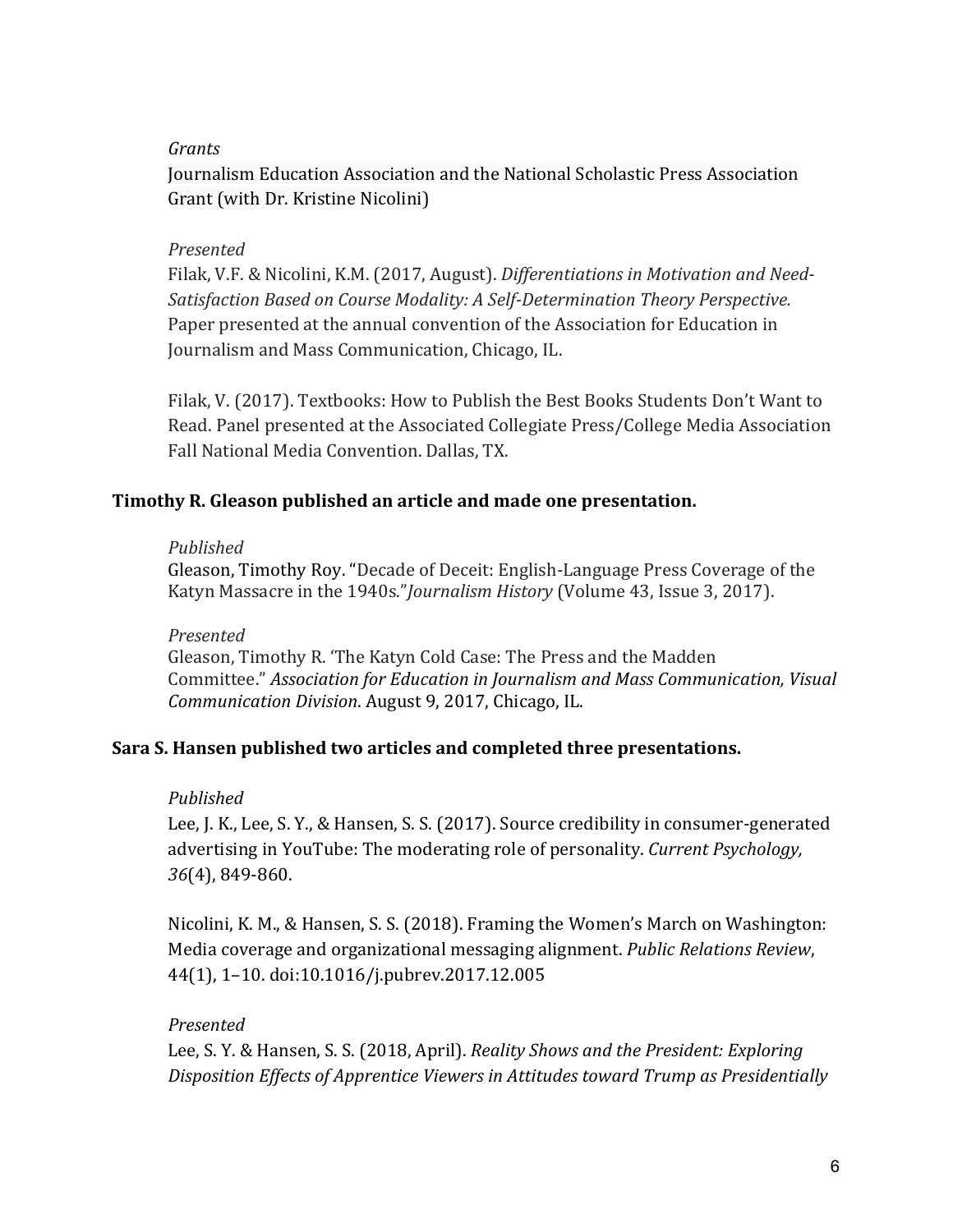*Grants*

Journalism Education Association and the National Scholastic Press Association Grant (with Dr. Kristine Nicolini)

*Presented*

Filak, V.F. & Nicolini, K.M. (2017, August). *Differentiations in Motivation and Need-Satisfaction Based on Course Modality: A Self-Determination Theory Perspective.* Paper presented at the annual convention of the Association for Education in Journalism and Mass Communication, Chicago, IL.

Filak, V. (2017). Textbooks: How to Publish the Best Books Students Don't Want to Read. Panel presented at the Associated Collegiate Press/College Media Association Fall National Media Convention. Dallas, TX.

**Timothy R. Gleason published an article and made one presentation.**

*Published*

Gleason, Timothy Roy. "Decade of Deceit: English-Language Press Coverage of the Katyn Massacre in the 1940s."*Journalism History* (Volume 43, Issue 3, 2017).

*Presented*

Gleason, Timothy R. 'The Katyn Cold Case: The Press and the Madden Committee." *Association for Education in Journalism and Mass Communication, Visual Communication Division*. August 9, 2017, Chicago, IL.

**Sara S. Hansen published two articles and completed three presentations.**

*Published*

Lee, J. K., Lee, S. Y., & Hansen, S. S. (2017). Source credibility in consumer-generated advertising in YouTube: The moderating role of personality. *Current Psychology, 36*(4), 849-860.

Nicolini, K. M., & Hansen, S. S. (2018). Framing the Women's March on Washington: Media coverage and organizational messaging alignment. *Public Relations Review*, 44(1), 1–10. doi:10.1016/j.pubrev.2017.12.005

*Presented*

Lee, S. Y. & Hansen, S. S. (2018, April). *Reality Shows and the President: Exploring Disposition Effects of Apprentice Viewers in Attitudes toward Trump as Presidentially*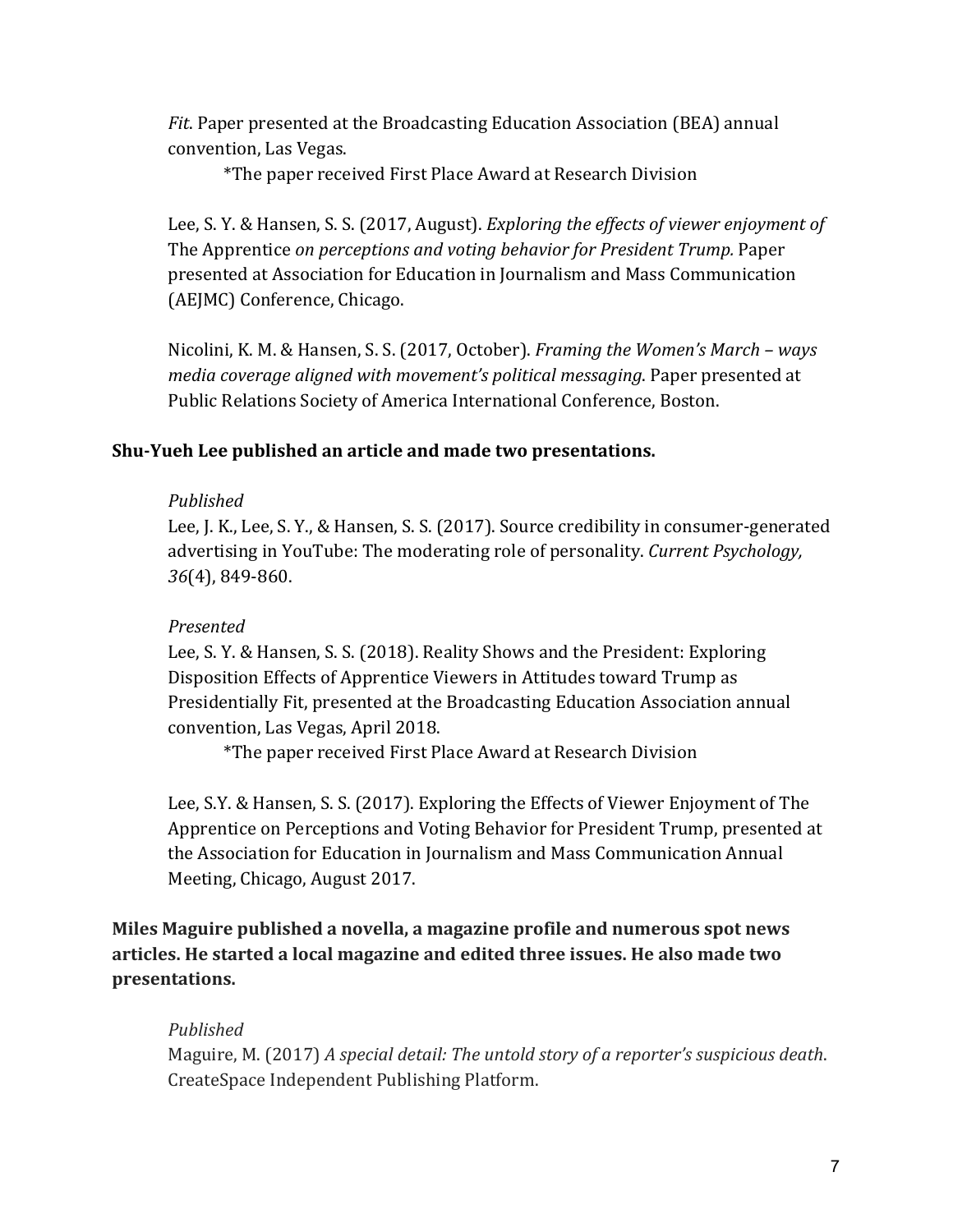*Fit*. Paper presented at the Broadcasting Education Association (BEA) annual convention, Las Vegas.

*The paper received First Place Award at Research Division

Lee, S. Y. & Hansen, S. S. (2017, August). *Exploring the effects of viewer enjoyment of* The Apprentice *on perceptions and voting behavior for President Trump.* Paper presented at Association for Education in Journalism and Mass Communication (AEJMC) Conference, Chicago.

Nicolini, K. M. & Hansen, S. S. (2017, October). *Framing the Women's March – ways media coverage aligned with movement's political messaging.* Paper presented at Public Relations Society of America International Conference, Boston.

**Shu-Yueh Lee published an article and made two presentations.**

*Published*

Lee, J. K., Lee, S. Y., & Hansen, S. S. (2017). Source credibility in consumer-generated advertising in YouTube: The moderating role of personality. *Current Psychology, 36*(4), 849-860.

*Presented*

Lee, S. Y. & Hansen, S. S. (2018). Reality Shows and the President: Exploring Disposition Effects of Apprentice Viewers in Attitudes toward Trump as Presidentially Fit, presented at the Broadcasting Education Association annual convention, Las Vegas, April 2018.

*The paper received First Place Award at Research Division

Lee, S.Y. & Hansen, S. S. (2017). Exploring the Effects of Viewer Enjoyment of The Apprentice on Perceptions and Voting Behavior for President Trump, presented at the Association for Education in Journalism and Mass Communication Annual Meeting, Chicago, August 2017.

**Miles Maguire published a novella, a magazine profile and numerous spot news articles. He started a local magazine and edited three issues. He also made two presentations.**

*Published*

Maguire, M. (2017) *A special detail: The untold story of a reporter's suspicious death*. CreateSpace Independent Publishing Platform.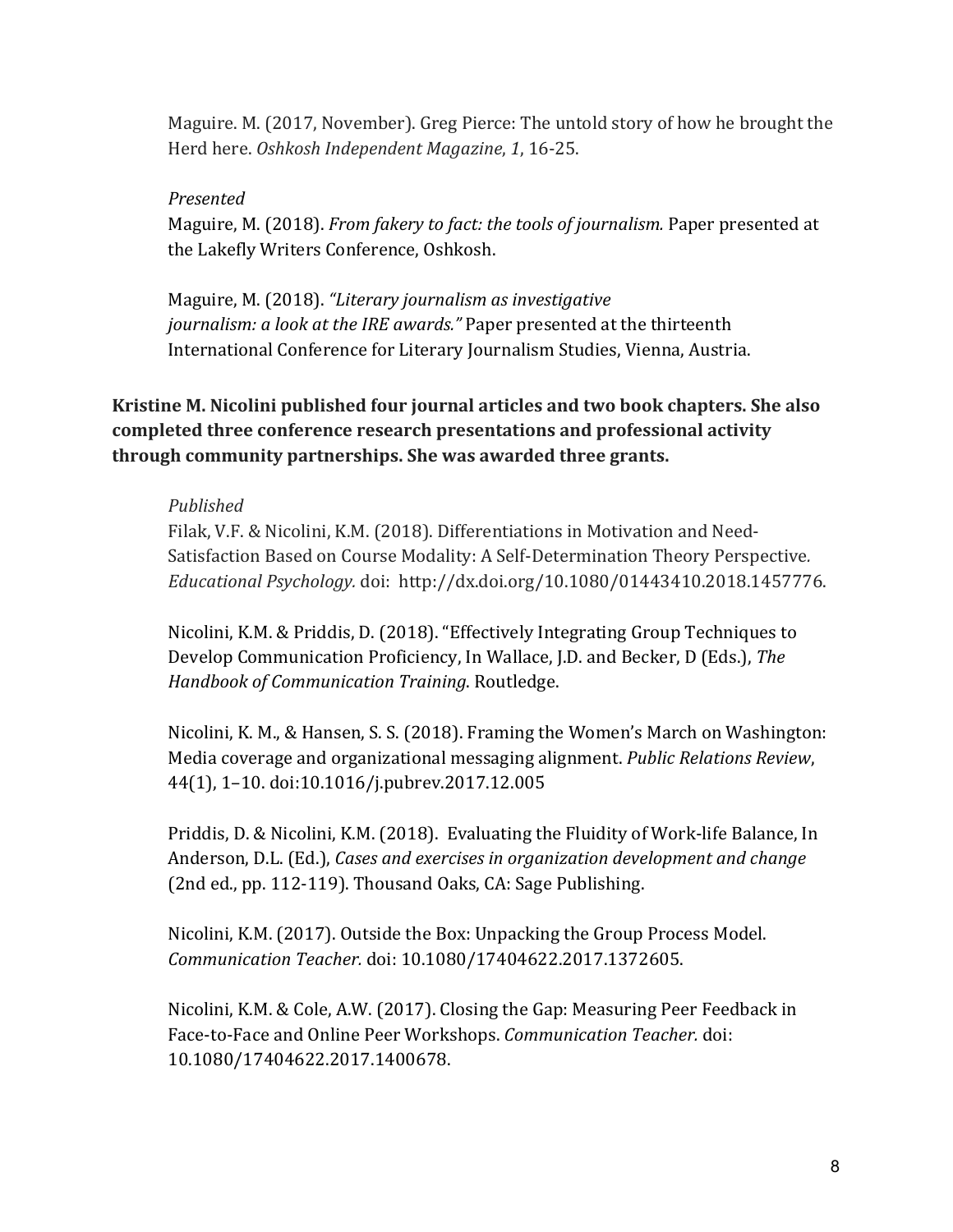Maguire. M. (2017, November). Greg Pierce: The untold story of how he brought the Herd here. *Oshkosh Independent Magazine*, *1*, 16-25.

*Presented*

Maguire, M. (2018). *From fakery to fact: the tools of journalism.* Paper presented at the Lakefly Writers Conference, Oshkosh.

Maguire, M. (2018). *"Literary journalism as investigative journalism: a look at the IRE awards."* Paper presented at the thirteenth International Conference for Literary Journalism Studies, Vienna, Austria.

**Kristine M. Nicolini published four journal articles and two book chapters. She also completed three conference research presentations and professional activity through community partnerships. She was awarded three grants.**

*Published*

Filak, V.F. & Nicolini, K.M. (2018). Differentiations in Motivation and Need-Satisfaction Based on Course Modality: A Self-Determination Theory Perspective. *Educational Psychology.* doi: http://dx.doi.org/10.1080/01443410.2018.1457776.

Nicolini, K.M. & Priddis, D. (2018). "Effectively Integrating Group Techniques to Develop Communication Proficiency, In Wallace, J.D. and Becker, D (Eds.), *The Handbook of Communication Training*. Routledge.

Nicolini, K. M., & Hansen, S. S. (2018). Framing the Women's March on Washington: Media coverage and organizational messaging alignment. *Public Relations Review*, 44(1), 1–10. doi:10.1016/j.pubrev.2017.12.005

Priddis, D. & Nicolini, K.M. (2018). Evaluating the Fluidity of Work-life Balance, In Anderson, D.L. (Ed.), *Cases and exercises in organization development and change* (2nd ed., pp. 112-119). Thousand Oaks, CA: Sage Publishing.

Nicolini, K.M. (2017). Outside the Box: Unpacking the Group Process Model. *Communication Teacher.* doi: 10.1080/17404622.2017.1372605.

Nicolini, K.M. & Cole, A.W. (2017). Closing the Gap: Measuring Peer Feedback in Face-to-Face and Online Peer Workshops. *Communication Teacher.* doi: 10.1080/17404622.2017.1400678.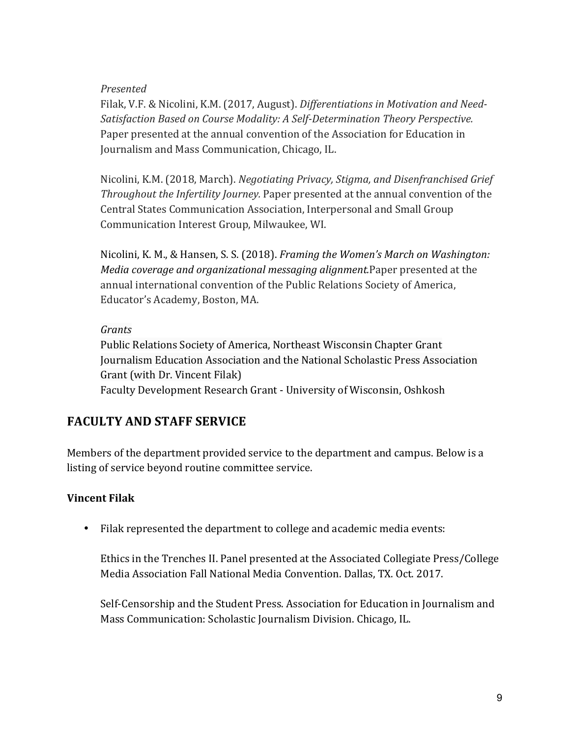*Presented*

Filak, V.F. & Nicolini, K.M. (2017, August). *Differentiations in Motivation and Need-Satisfaction Based on Course Modality: A Self-Determination Theory Perspective.* Paper presented at the annual convention of the Association for Education in Journalism and Mass Communication, Chicago, IL.

Nicolini, K.M. (2018, March). *Negotiating Privacy, Stigma, and Disenfranchised Grief Throughout the Infertility Journey.* Paper presented at the annual convention of the Central States Communication Association, Interpersonal and Small Group Communication Interest Group, Milwaukee, WI.

Nicolini, K. M., & Hansen, S. S. (2018). *Framing the Women's March on Washington: Media coverage and organizational messaging alignment.*Paper presented at the annual international convention of the Public Relations Society of America, Educator's Academy, Boston, MA.

*Grants*

Public Relations Society of America, Northeast Wisconsin Chapter Grant
Journalism Education Association and the National Scholastic Press Association Grant (with Dr. Vincent Filak)
Faculty Development Research Grant - University of Wisconsin, Oshkosh

## FACULTY AND STAFF SERVICE

Members of the department provided service to the department and campus. Below is a listing of service beyond routine committee service.

### Vincent Filak

- Filak represented the department to college and academic media events:

  Ethics in the Trenches II. Panel presented at the Associated Collegiate Press/College Media Association Fall National Media Convention. Dallas, TX. Oct. 2017.

  Self-Censorship and the Student Press. Association for Education in Journalism and Mass Communication: Scholastic Journalism Division. Chicago, IL.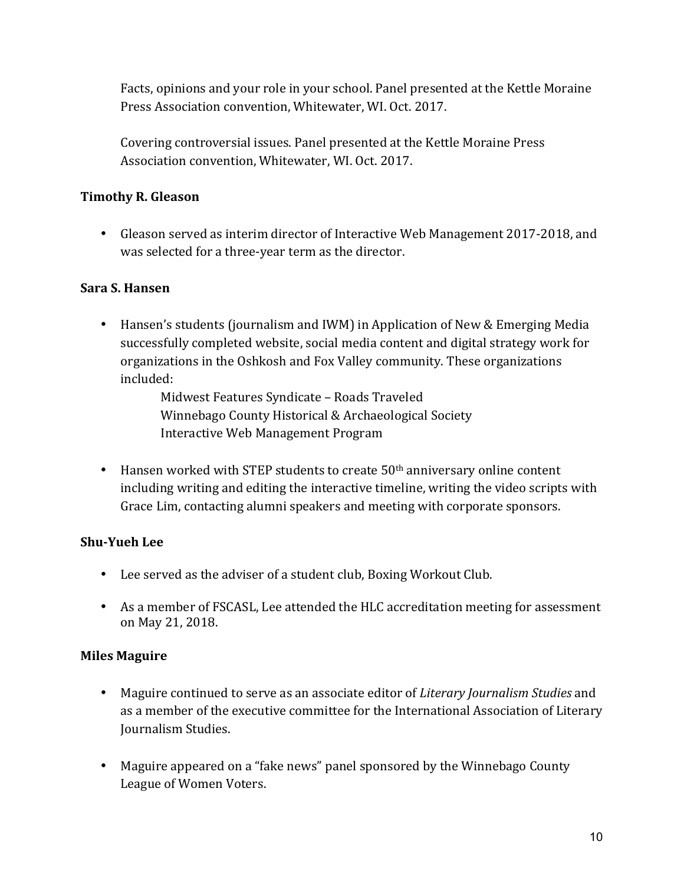Facts, opinions and your role in your school. Panel presented at the Kettle Moraine Press Association convention, Whitewater, WI. Oct. 2017.

Covering controversial issues. Panel presented at the Kettle Moraine Press Association convention, Whitewater, WI. Oct. 2017.

**Timothy R. Gleason**

- Gleason served as interim director of Interactive Web Management 2017-2018, and was selected for a three-year term as the director.

**Sara S. Hansen**

- Hansen's students (journalism and IWM) in Application of New & Emerging Media successfully completed website, social media content and digital strategy work for organizations in the Oshkosh and Fox Valley community. These organizations included:

  Midwest Features Syndicate – Roads Traveled
  Winnebago County Historical & Archaeological Society
  Interactive Web Management Program

- Hansen worked with STEP students to create 50th anniversary online content including writing and editing the interactive timeline, writing the video scripts with Grace Lim, contacting alumni speakers and meeting with corporate sponsors.

**Shu-Yueh Lee**

- Lee served as the adviser of a student club, Boxing Workout Club.

- As a member of FSCASL, Lee attended the HLC accreditation meeting for assessment on May 21, 2018.

**Miles Maguire**

- Maguire continued to serve as an associate editor of *Literary Journalism Studies* and as a member of the executive committee for the International Association of Literary Journalism Studies.

- Maguire appeared on a "fake news" panel sponsored by the Winnebago County League of Women Voters.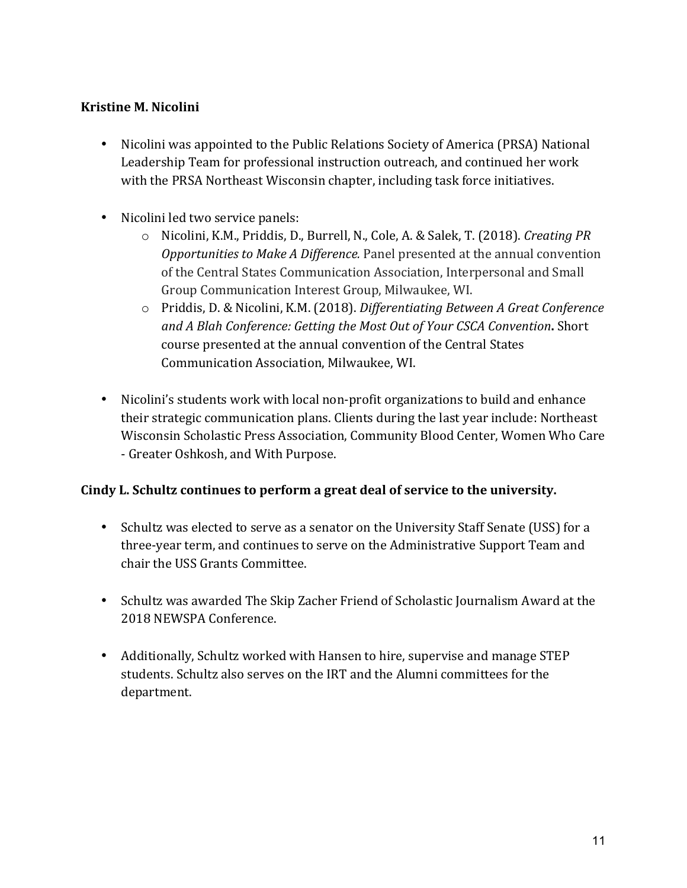**Kristine M. Nicolini**

- Nicolini was appointed to the Public Relations Society of America (PRSA) National Leadership Team for professional instruction outreach, and continued her work with the PRSA Northeast Wisconsin chapter, including task force initiatives.

- Nicolini led two service panels:
  - Nicolini, K.M., Priddis, D., Burrell, N., Cole, A. & Salek, T. (2018). *Creating PR Opportunities to Make A Difference.* Panel presented at the annual convention of the Central States Communication Association, Interpersonal and Small Group Communication Interest Group, Milwaukee, WI.
  - Priddis, D. & Nicolini, K.M. (2018). *Differentiating Between A Great Conference and A Blah Conference: Getting the Most Out of Your CSCA Convention***.** Short course presented at the annual convention of the Central States Communication Association, Milwaukee, WI.

- Nicolini's students work with local non-profit organizations to build and enhance their strategic communication plans. Clients during the last year include: Northeast Wisconsin Scholastic Press Association, Community Blood Center, Women Who Care - Greater Oshkosh, and With Purpose.

**Cindy L. Schultz continues to perform a great deal of service to the university.**

- Schultz was elected to serve as a senator on the University Staff Senate (USS) for a three-year term, and continues to serve on the Administrative Support Team and chair the USS Grants Committee.

- Schultz was awarded The Skip Zacher Friend of Scholastic Journalism Award at the 2018 NEWSPA Conference.

- Additionally, Schultz worked with Hansen to hire, supervise and manage STEP students. Schultz also serves on the IRT and the Alumni committees for the department.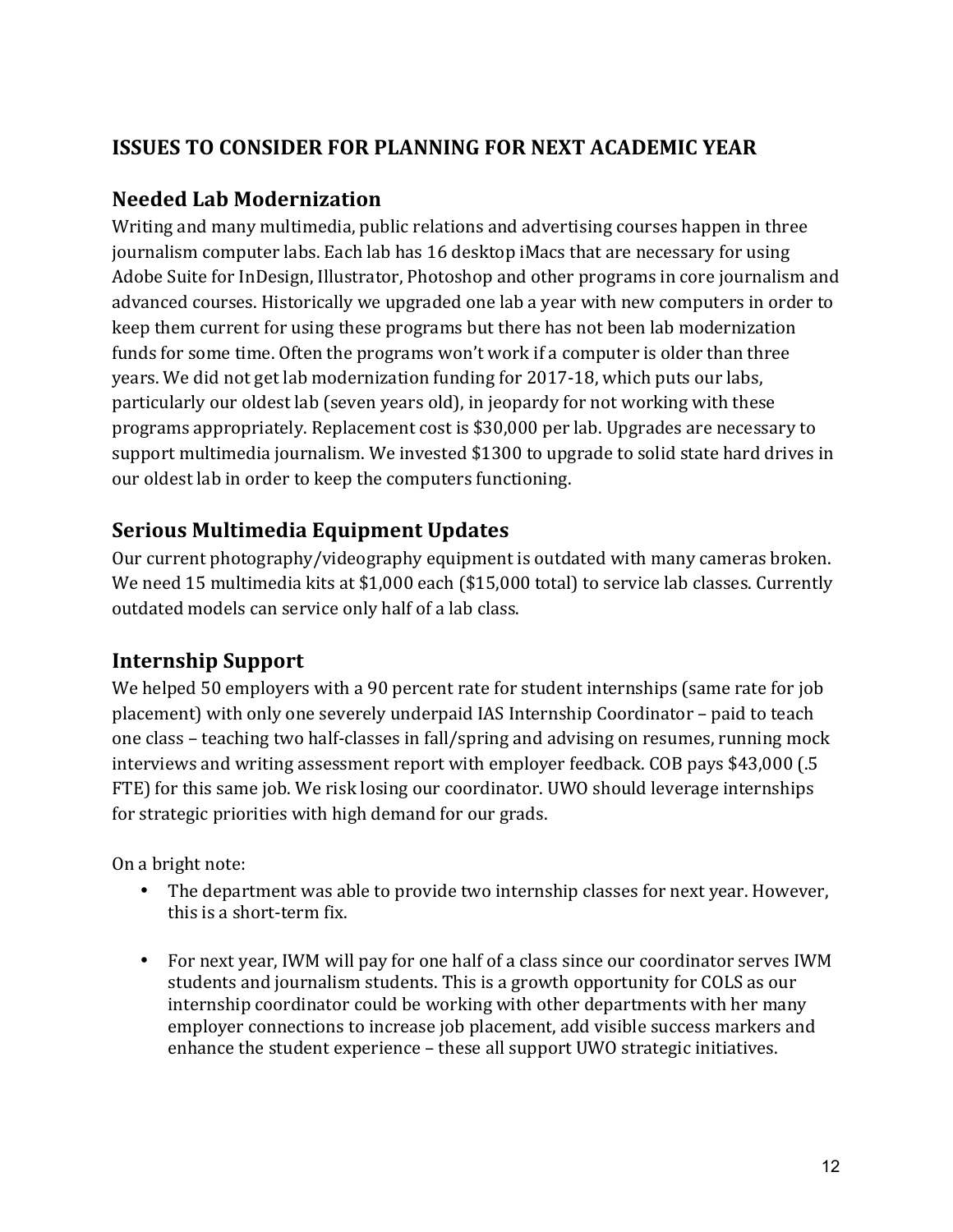## ISSUES TO CONSIDER FOR PLANNING FOR NEXT ACADEMIC YEAR

### Needed Lab Modernization

Writing and many multimedia, public relations and advertising courses happen in three journalism computer labs. Each lab has 16 desktop iMacs that are necessary for using Adobe Suite for InDesign, Illustrator, Photoshop and other programs in core journalism and advanced courses. Historically we upgraded one lab a year with new computers in order to keep them current for using these programs but there has not been lab modernization funds for some time. Often the programs won't work if a computer is older than three years. We did not get lab modernization funding for 2017-18, which puts our labs, particularly our oldest lab (seven years old), in jeopardy for not working with these programs appropriately. Replacement cost is $30,000 per lab. Upgrades are necessary to support multimedia journalism. We invested $1300 to upgrade to solid state hard drives in our oldest lab in order to keep the computers functioning.

### Serious Multimedia Equipment Updates

Our current photography/videography equipment is outdated with many cameras broken. We need 15 multimedia kits at $1,000 each ($15,000 total) to service lab classes. Currently outdated models can service only half of a lab class.

### Internship Support

We helped 50 employers with a 90 percent rate for student internships (same rate for job placement) with only one severely underpaid IAS Internship Coordinator – paid to teach one class – teaching two half-classes in fall/spring and advising on resumes, running mock interviews and writing assessment report with employer feedback. COB pays $43,000 (.5 FTE) for this same job. We risk losing our coordinator. UWO should leverage internships for strategic priorities with high demand for our grads.

On a bright note:

- The department was able to provide two internship classes for next year. However, this is a short-term fix.
- For next year, IWM will pay for one half of a class since our coordinator serves IWM students and journalism students. This is a growth opportunity for COLS as our internship coordinator could be working with other departments with her many employer connections to increase job placement, add visible success markers and enhance the student experience – these all support UWO strategic initiatives.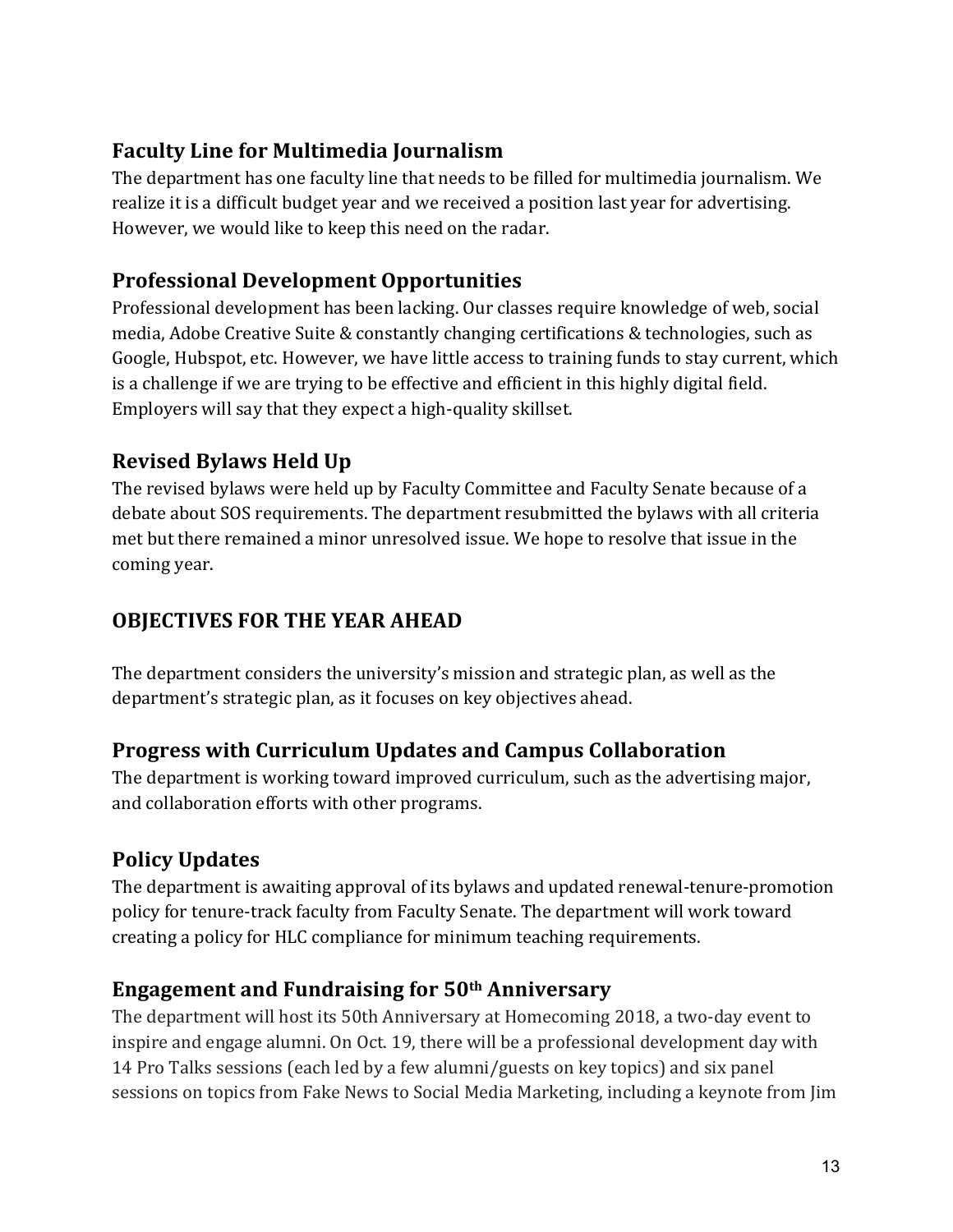## Faculty Line for Multimedia Journalism

The department has one faculty line that needs to be filled for multimedia journalism. We realize it is a difficult budget year and we received a position last year for advertising. However, we would like to keep this need on the radar.

## Professional Development Opportunities

Professional development has been lacking. Our classes require knowledge of web, social media, Adobe Creative Suite & constantly changing certifications & technologies, such as Google, Hubspot, etc. However, we have little access to training funds to stay current, which is a challenge if we are trying to be effective and efficient in this highly digital field. Employers will say that they expect a high-quality skillset.

## Revised Bylaws Held Up

The revised bylaws were held up by Faculty Committee and Faculty Senate because of a debate about SOS requirements. The department resubmitted the bylaws with all criteria met but there remained a minor unresolved issue. We hope to resolve that issue in the coming year.

# OBJECTIVES FOR THE YEAR AHEAD

The department considers the university's mission and strategic plan, as well as the department's strategic plan, as it focuses on key objectives ahead.

## Progress with Curriculum Updates and Campus Collaboration

The department is working toward improved curriculum, such as the advertising major, and collaboration efforts with other programs.

## Policy Updates

The department is awaiting approval of its bylaws and updated renewal-tenure-promotion policy for tenure-track faculty from Faculty Senate. The department will work toward creating a policy for HLC compliance for minimum teaching requirements.

## Engagement and Fundraising for 50th Anniversary

The department will host its 50th Anniversary at Homecoming 2018, a two-day event to inspire and engage alumni. On Oct. 19, there will be a professional development day with 14 Pro Talks sessions (each led by a few alumni/guests on key topics) and six panel sessions on topics from Fake News to Social Media Marketing, including a keynote from Jim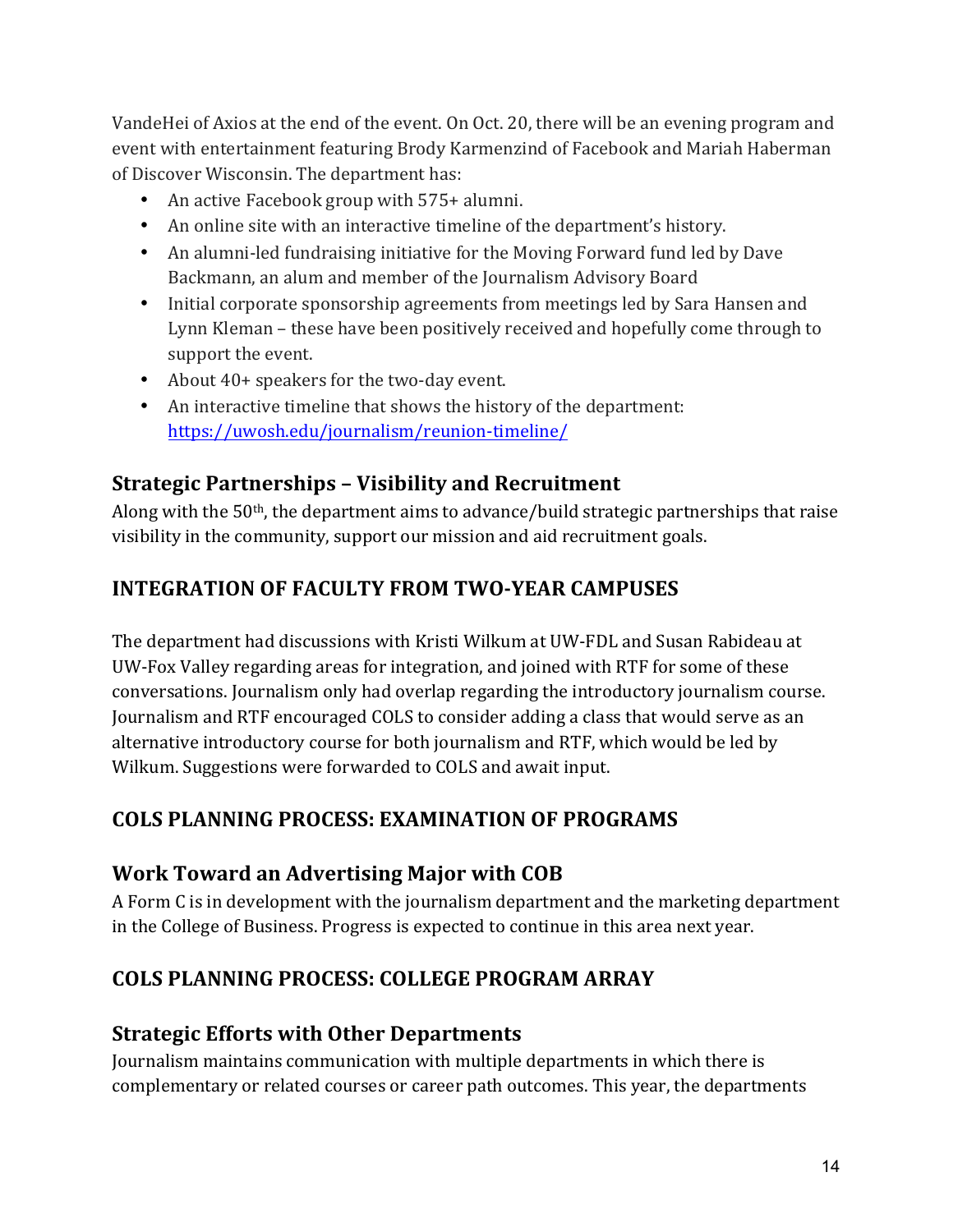VandeHei of Axios at the end of the event. On Oct. 20, there will be an evening program and event with entertainment featuring Brody Karmenzind of Facebook and Mariah Haberman of Discover Wisconsin. The department has:

- An active Facebook group with 575+ alumni.
- An online site with an interactive timeline of the department's history.
- An alumni-led fundraising initiative for the Moving Forward fund led by Dave Backmann, an alum and member of the Journalism Advisory Board
- Initial corporate sponsorship agreements from meetings led by Sara Hansen and Lynn Kleman – these have been positively received and hopefully come through to support the event.
- About 40+ speakers for the two-day event.
- An interactive timeline that shows the history of the department: https://uwosh.edu/journalism/reunion-timeline/

### Strategic Partnerships – Visibility and Recruitment

Along with the 50th, the department aims to advance/build strategic partnerships that raise visibility in the community, support our mission and aid recruitment goals.

## INTEGRATION OF FACULTY FROM TWO-YEAR CAMPUSES

The department had discussions with Kristi Wilkum at UW-FDL and Susan Rabideau at UW-Fox Valley regarding areas for integration, and joined with RTF for some of these conversations. Journalism only had overlap regarding the introductory journalism course. Journalism and RTF encouraged COLS to consider adding a class that would serve as an alternative introductory course for both journalism and RTF, which would be led by Wilkum. Suggestions were forwarded to COLS and await input.

## COLS PLANNING PROCESS: EXAMINATION OF PROGRAMS

### Work Toward an Advertising Major with COB

A Form C is in development with the journalism department and the marketing department in the College of Business. Progress is expected to continue in this area next year.

## COLS PLANNING PROCESS: COLLEGE PROGRAM ARRAY

### Strategic Efforts with Other Departments

Journalism maintains communication with multiple departments in which there is complementary or related courses or career path outcomes. This year, the departments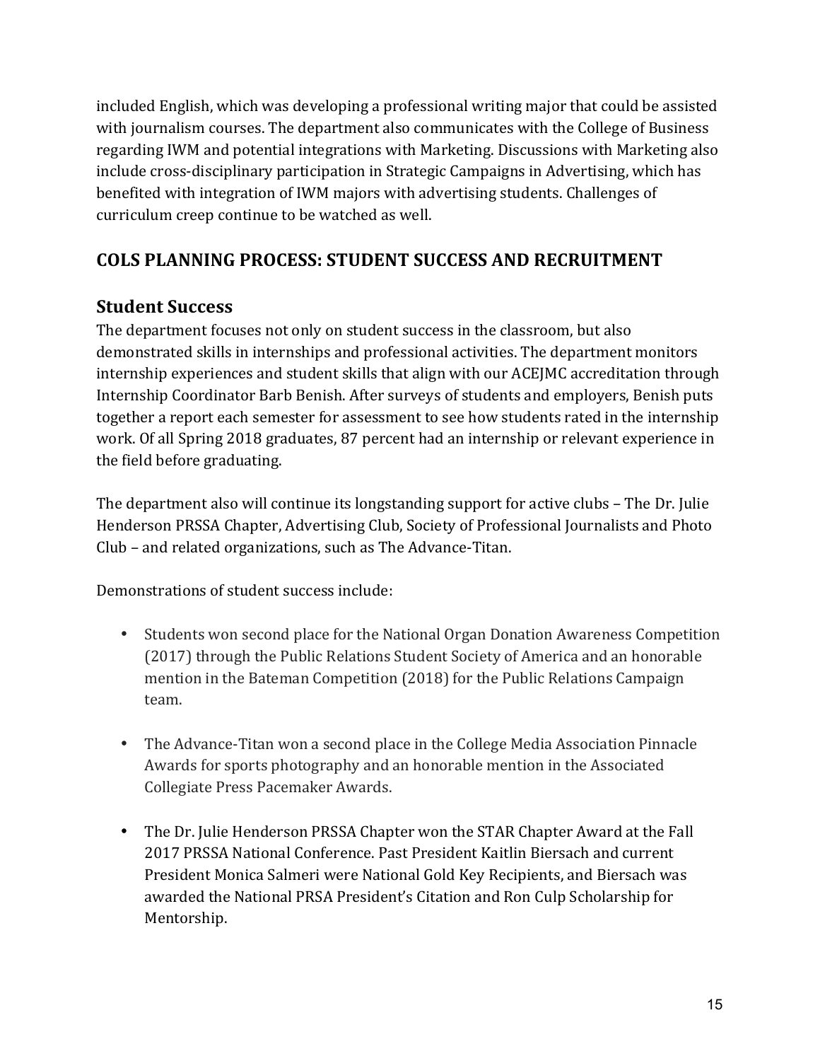included English, which was developing a professional writing major that could be assisted with journalism courses. The department also communicates with the College of Business regarding IWM and potential integrations with Marketing. Discussions with Marketing also include cross-disciplinary participation in Strategic Campaigns in Advertising, which has benefited with integration of IWM majors with advertising students. Challenges of curriculum creep continue to be watched as well.

## COLS PLANNING PROCESS: STUDENT SUCCESS AND RECRUITMENT

### Student Success

The department focuses not only on student success in the classroom, but also demonstrated skills in internships and professional activities. The department monitors internship experiences and student skills that align with our ACEJMC accreditation through Internship Coordinator Barb Benish. After surveys of students and employers, Benish puts together a report each semester for assessment to see how students rated in the internship work. Of all Spring 2018 graduates, 87 percent had an internship or relevant experience in the field before graduating.

The department also will continue its longstanding support for active clubs – The Dr. Julie Henderson PRSSA Chapter, Advertising Club, Society of Professional Journalists and Photo Club – and related organizations, such as The Advance-Titan.

Demonstrations of student success include:

- Students won second place for the National Organ Donation Awareness Competition (2017) through the Public Relations Student Society of America and an honorable mention in the Bateman Competition (2018) for the Public Relations Campaign team.

- The Advance-Titan won a second place in the College Media Association Pinnacle Awards for sports photography and an honorable mention in the Associated Collegiate Press Pacemaker Awards.

- The Dr. Julie Henderson PRSSA Chapter won the STAR Chapter Award at the Fall 2017 PRSSA National Conference. Past President Kaitlin Biersach and current President Monica Salmeri were National Gold Key Recipients, and Biersach was awarded the National PRSA President's Citation and Ron Culp Scholarship for Mentorship.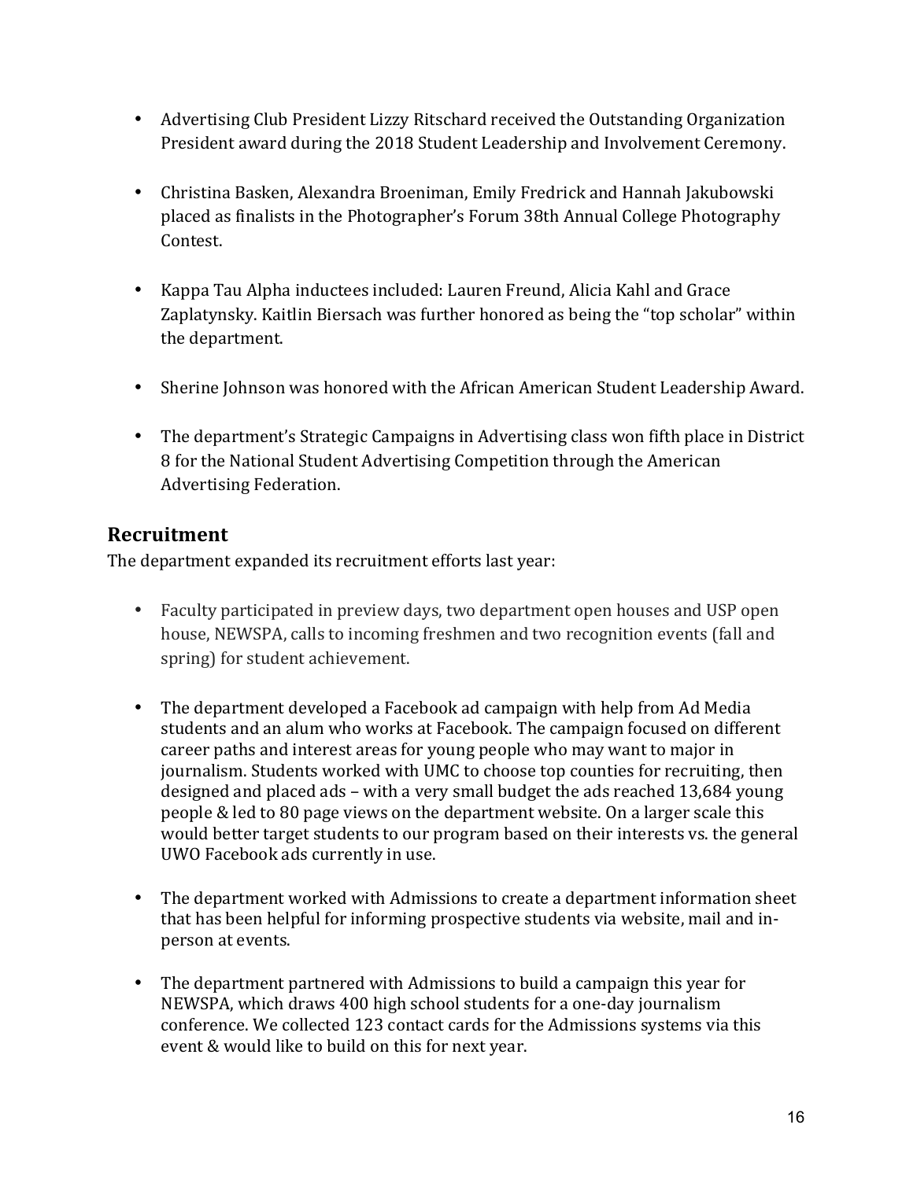- Advertising Club President Lizzy Ritschard received the Outstanding Organization President award during the 2018 Student Leadership and Involvement Ceremony.

- Christina Basken, Alexandra Broeniman, Emily Fredrick and Hannah Jakubowski placed as finalists in the Photographer's Forum 38th Annual College Photography Contest.

- Kappa Tau Alpha inductees included: Lauren Freund, Alicia Kahl and Grace Zaplatynsky. Kaitlin Biersach was further honored as being the "top scholar" within the department.

- Sherine Johnson was honored with the African American Student Leadership Award.

- The department's Strategic Campaigns in Advertising class won fifth place in District 8 for the National Student Advertising Competition through the American Advertising Federation.

## Recruitment

The department expanded its recruitment efforts last year:

- Faculty participated in preview days, two department open houses and USP open house, NEWSPA, calls to incoming freshmen and two recognition events (fall and spring) for student achievement.

- The department developed a Facebook ad campaign with help from Ad Media students and an alum who works at Facebook. The campaign focused on different career paths and interest areas for young people who may want to major in journalism. Students worked with UMC to choose top counties for recruiting, then designed and placed ads – with a very small budget the ads reached 13,684 young people & led to 80 page views on the department website. On a larger scale this would better target students to our program based on their interests vs. the general UWO Facebook ads currently in use.

- The department worked with Admissions to create a department information sheet that has been helpful for informing prospective students via website, mail and in-person at events.

- The department partnered with Admissions to build a campaign this year for NEWSPA, which draws 400 high school students for a one-day journalism conference. We collected 123 contact cards for the Admissions systems via this event & would like to build on this for next year.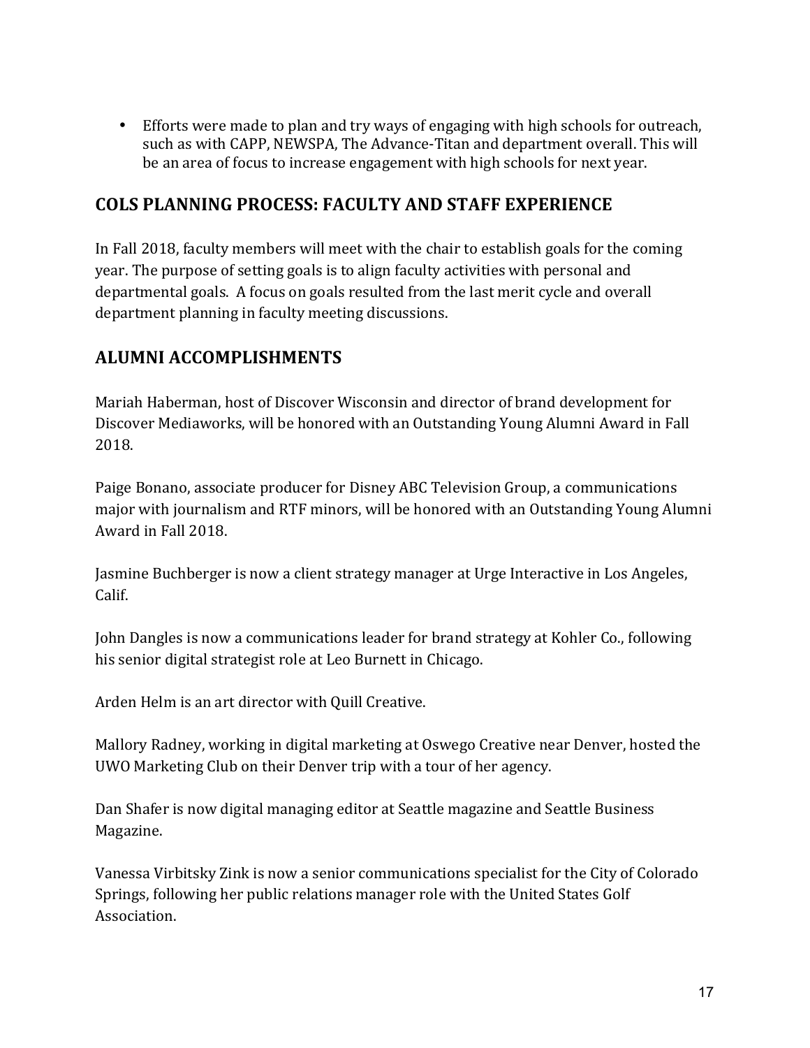- Efforts were made to plan and try ways of engaging with high schools for outreach, such as with CAPP, NEWSPA, The Advance-Titan and department overall. This will be an area of focus to increase engagement with high schools for next year.

## COLS PLANNING PROCESS: FACULTY AND STAFF EXPERIENCE

In Fall 2018, faculty members will meet with the chair to establish goals for the coming year. The purpose of setting goals is to align faculty activities with personal and departmental goals. A focus on goals resulted from the last merit cycle and overall department planning in faculty meeting discussions.

## ALUMNI ACCOMPLISHMENTS

Mariah Haberman, host of Discover Wisconsin and director of brand development for Discover Mediaworks, will be honored with an Outstanding Young Alumni Award in Fall 2018.

Paige Bonano, associate producer for Disney ABC Television Group, a communications major with journalism and RTF minors, will be honored with an Outstanding Young Alumni Award in Fall 2018.

Jasmine Buchberger is now a client strategy manager at Urge Interactive in Los Angeles, Calif.

John Dangles is now a communications leader for brand strategy at Kohler Co., following his senior digital strategist role at Leo Burnett in Chicago.

Arden Helm is an art director with Quill Creative.

Mallory Radney, working in digital marketing at Oswego Creative near Denver, hosted the UWO Marketing Club on their Denver trip with a tour of her agency.

Dan Shafer is now digital managing editor at Seattle magazine and Seattle Business Magazine.

Vanessa Virbitsky Zink is now a senior communications specialist for the City of Colorado Springs, following her public relations manager role with the United States Golf Association.